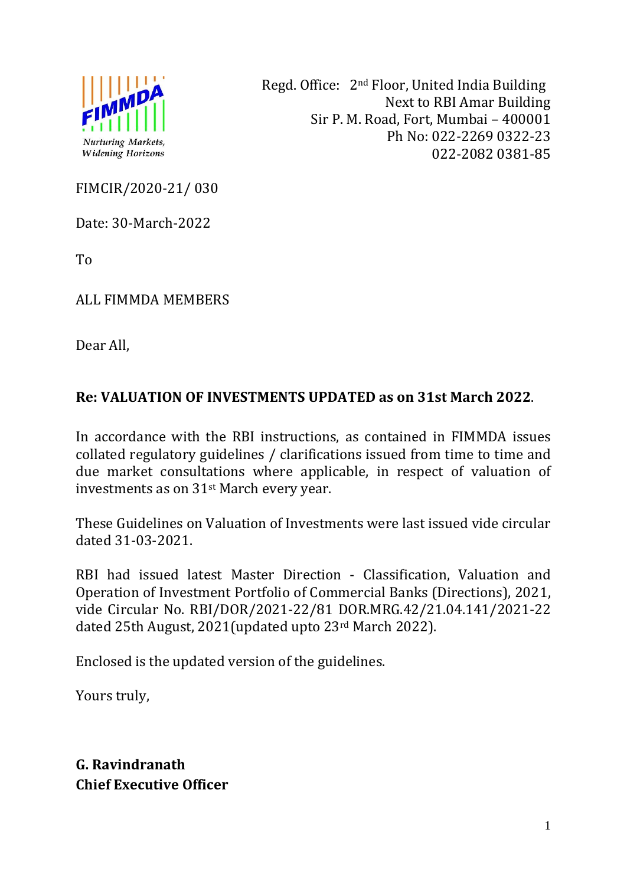FIMMDA

Nurturing Markets, Widening Horizons

Regd. Office: 2nd Floor, United India Building
Next to RBI Amar Building
Sir P. M. Road, Fort, Mumbai – 400001
Ph No: 022-2269 0322-23
022-2082 0381-85

FIMCIR/2020-21/ 030

Date: 30-March-2022

To

ALL FIMMDA MEMBERS

Dear All,

**Re: VALUATION OF INVESTMENTS UPDATED as on 31st March 2022**.

In accordance with the RBI instructions, as contained in FIMMDA issues collated regulatory guidelines / clarifications issued from time to time and due market consultations where applicable, in respect of valuation of investments as on 31st March every year.

These Guidelines on Valuation of Investments were last issued vide circular dated 31-03-2021.

RBI had issued latest Master Direction - Classification, Valuation and Operation of Investment Portfolio of Commercial Banks (Directions), 2021, vide Circular No. RBI/DOR/2021-22/81 DOR.MRG.42/21.04.141/2021-22 dated 25th August, 2021(updated upto 23rd March 2022).

Enclosed is the updated version of the guidelines.

Yours truly,

**G. Ravindranath**
**Chief Executive Officer**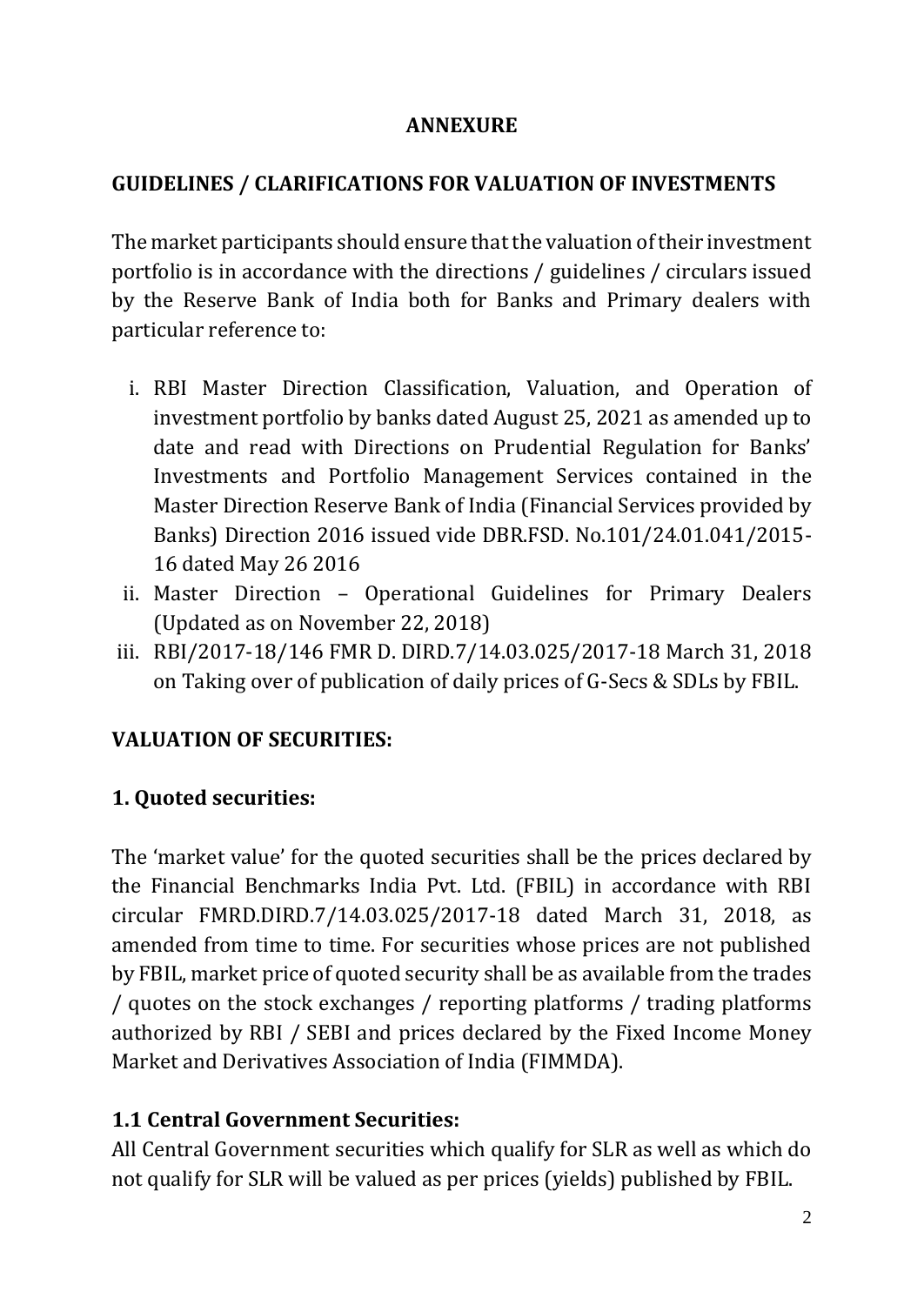**ANNEXURE**

**GUIDELINES / CLARIFICATIONS FOR VALUATION OF INVESTMENTS**

The market participants should ensure that the valuation of their investment portfolio is in accordance with the directions / guidelines / circulars issued by the Reserve Bank of India both for Banks and Primary dealers with particular reference to:

i. RBI Master Direction Classification, Valuation, and Operation of investment portfolio by banks dated August 25, 2021 as amended up to date and read with Directions on Prudential Regulation for Banks' Investments and Portfolio Management Services contained in the Master Direction Reserve Bank of India (Financial Services provided by Banks) Direction 2016 issued vide DBR.FSD. No.101/24.01.041/2015-16 dated May 26 2016
ii. Master Direction – Operational Guidelines for Primary Dealers (Updated as on November 22, 2018)
iii. RBI/2017-18/146 FMR D. DIRD.7/14.03.025/2017-18 March 31, 2018 on Taking over of publication of daily prices of G-Secs & SDLs by FBIL.

**VALUATION OF SECURITIES:**

**1. Quoted securities:**

The 'market value' for the quoted securities shall be the prices declared by the Financial Benchmarks India Pvt. Ltd. (FBIL) in accordance with RBI circular FMRD.DIRD.7/14.03.025/2017-18 dated March 31, 2018, as amended from time to time. For securities whose prices are not published by FBIL, market price of quoted security shall be as available from the trades / quotes on the stock exchanges / reporting platforms / trading platforms authorized by RBI / SEBI and prices declared by the Fixed Income Money Market and Derivatives Association of India (FIMMDA).

**1.1 Central Government Securities:**

All Central Government securities which qualify for SLR as well as which do not qualify for SLR will be valued as per prices (yields) published by FBIL.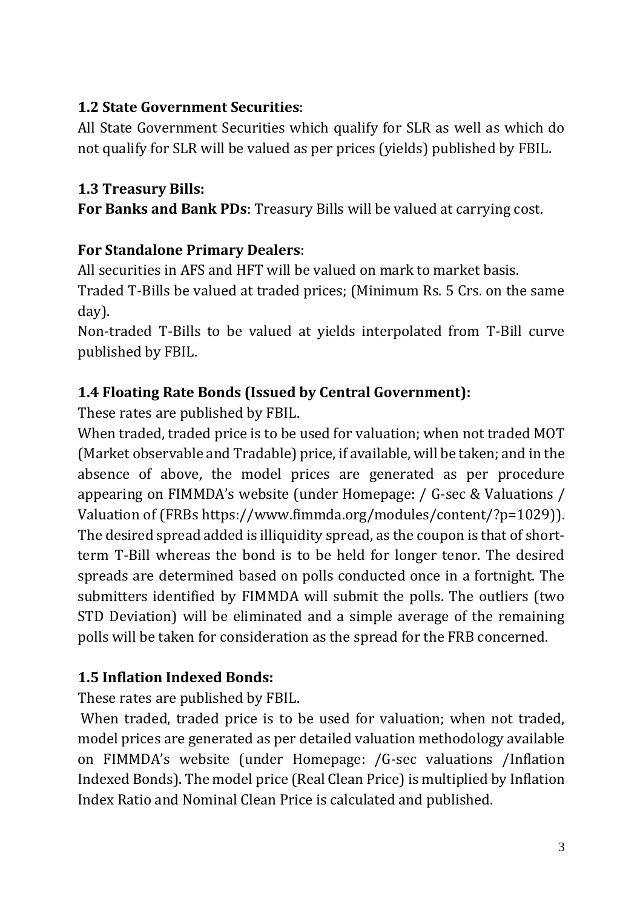### 1.2 State Government Securities:

All State Government Securities which qualify for SLR as well as which do not qualify for SLR will be valued as per prices (yields) published by FBIL.

### 1.3 Treasury Bills:

**For Banks and Bank PDs**: Treasury Bills will be valued at carrying cost.

**For Standalone Primary Dealers**:

All securities in AFS and HFT will be valued on mark to market basis.

Traded T-Bills be valued at traded prices; (Minimum Rs. 5 Crs. on the same day).

Non-traded T-Bills to be valued at yields interpolated from T-Bill curve published by FBIL.

### 1.4 Floating Rate Bonds (Issued by Central Government):

These rates are published by FBIL.

When traded, traded price is to be used for valuation; when not traded MOT (Market observable and Tradable) price, if available, will be taken; and in the absence of above, the model prices are generated as per procedure appearing on FIMMDA's website (under Homepage: / G-sec & Valuations / Valuation of (FRBs https://www.fimmda.org/modules/content/?p=1029)). The desired spread added is illiquidity spread, as the coupon is that of short-term T-Bill whereas the bond is to be held for longer tenor. The desired spreads are determined based on polls conducted once in a fortnight. The submitters identified by FIMMDA will submit the polls. The outliers (two STD Deviation) will be eliminated and a simple average of the remaining polls will be taken for consideration as the spread for the FRB concerned.

### 1.5 Inflation Indexed Bonds:

These rates are published by FBIL.

When traded, traded price is to be used for valuation; when not traded, model prices are generated as per detailed valuation methodology available on FIMMDA's website (under Homepage: /G-sec valuations /Inflation Indexed Bonds). The model price (Real Clean Price) is multiplied by Inflation Index Ratio and Nominal Clean Price is calculated and published.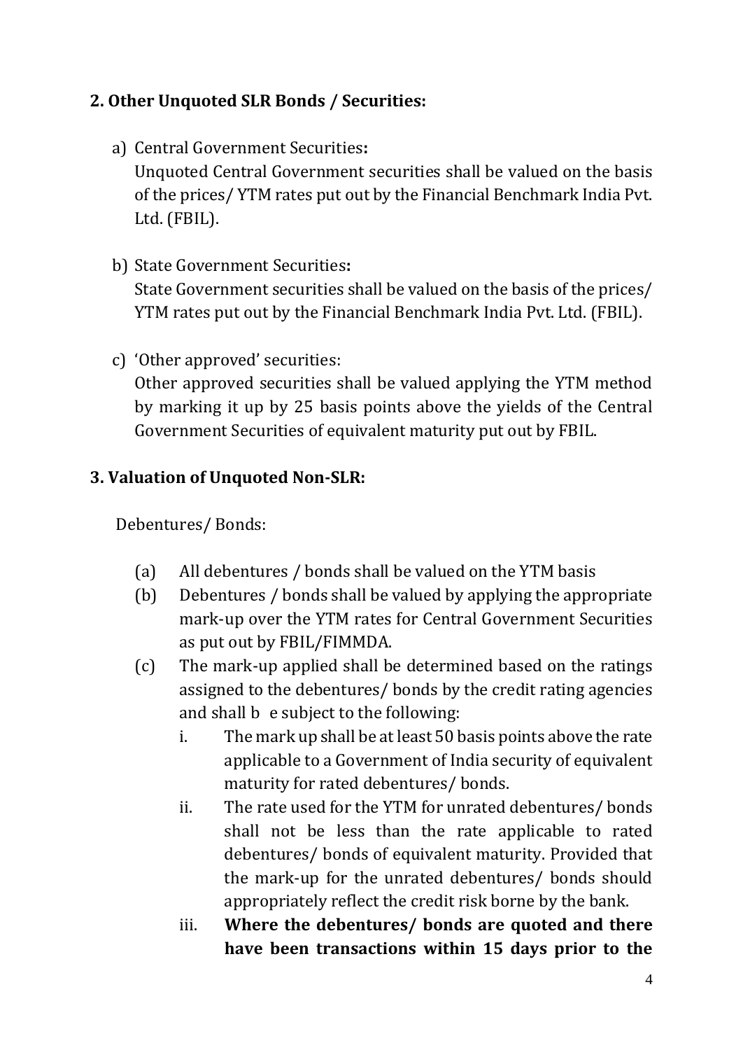**2. Other Unquoted SLR Bonds / Securities:**

a) Central Government Securities**:**
   Unquoted Central Government securities shall be valued on the basis of the prices/ YTM rates put out by the Financial Benchmark India Pvt. Ltd. (FBIL).

b) State Government Securities**:**
   State Government securities shall be valued on the basis of the prices/ YTM rates put out by the Financial Benchmark India Pvt. Ltd. (FBIL).

c) 'Other approved' securities:
   Other approved securities shall be valued applying the YTM method by marking it up by 25 basis points above the yields of the Central Government Securities of equivalent maturity put out by FBIL.

**3. Valuation of Unquoted Non-SLR:**

Debentures/ Bonds:

(a) All debentures / bonds shall be valued on the YTM basis

(b) Debentures / bonds shall be valued by applying the appropriate mark-up over the YTM rates for Central Government Securities as put out by FBIL/FIMMDA.

(c) The mark-up applied shall be determined based on the ratings assigned to the debentures/ bonds by the credit rating agencies and shall b e subject to the following:

   i. The mark up shall be at least 50 basis points above the rate applicable to a Government of India security of equivalent maturity for rated debentures/ bonds.

   ii. The rate used for the YTM for unrated debentures/ bonds shall not be less than the rate applicable to rated debentures/ bonds of equivalent maturity. Provided that the mark-up for the unrated debentures/ bonds should appropriately reflect the credit risk borne by the bank.

   iii. **Where the debentures/ bonds are quoted and there have been transactions within 15 days prior to the**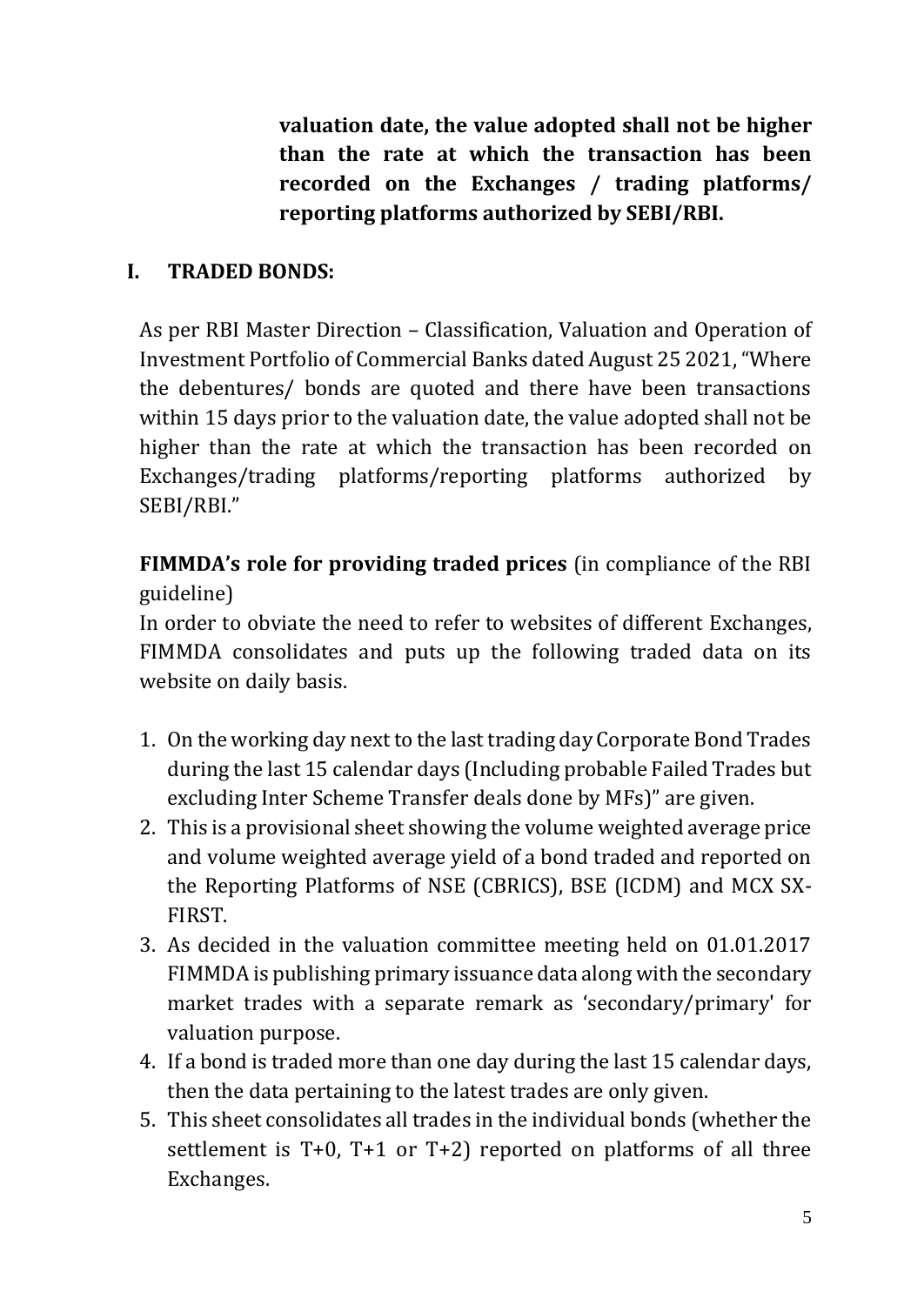**valuation date, the value adopted shall not be higher than the rate at which the transaction has been recorded on the Exchanges / trading platforms/ reporting platforms authorized by SEBI/RBI.**

## I. TRADED BONDS:

As per RBI Master Direction – Classification, Valuation and Operation of Investment Portfolio of Commercial Banks dated August 25 2021, "Where the debentures/ bonds are quoted and there have been transactions within 15 days prior to the valuation date, the value adopted shall not be higher than the rate at which the transaction has been recorded on Exchanges/trading platforms/reporting platforms authorized by SEBI/RBI."

**FIMMDA's role for providing traded prices** (in compliance of the RBI guideline)

In order to obviate the need to refer to websites of different Exchanges, FIMMDA consolidates and puts up the following traded data on its website on daily basis.

1. On the working day next to the last trading day Corporate Bond Trades during the last 15 calendar days (Including probable Failed Trades but excluding Inter Scheme Transfer deals done by MFs)" are given.
2. This is a provisional sheet showing the volume weighted average price and volume weighted average yield of a bond traded and reported on the Reporting Platforms of NSE (CBRICS), BSE (ICDM) and MCX SX-FIRST.
3. As decided in the valuation committee meeting held on 01.01.2017 FIMMDA is publishing primary issuance data along with the secondary market trades with a separate remark as 'secondary/primary' for valuation purpose.
4. If a bond is traded more than one day during the last 15 calendar days, then the data pertaining to the latest trades are only given.
5. This sheet consolidates all trades in the individual bonds (whether the settlement is T+0, T+1 or T+2) reported on platforms of all three Exchanges.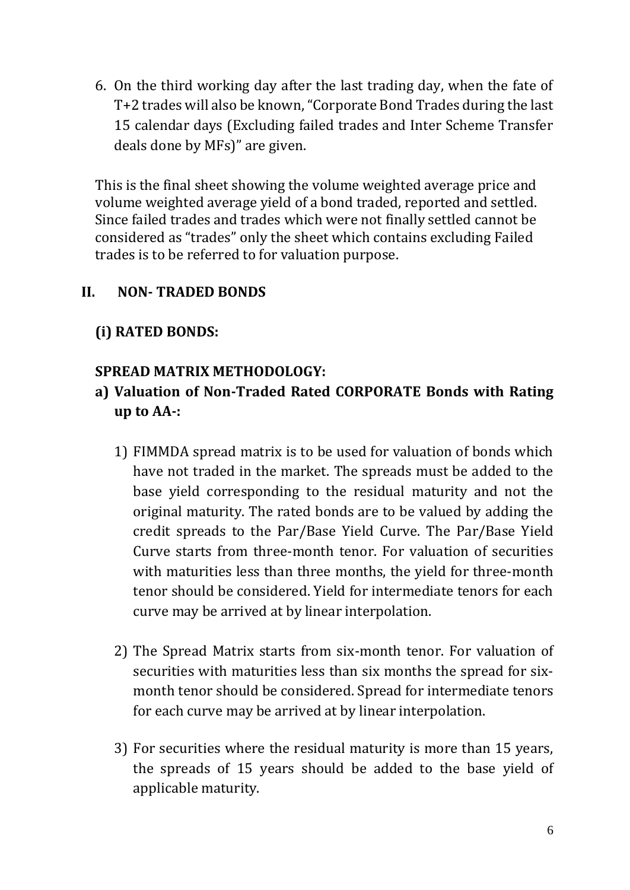6. On the third working day after the last trading day, when the fate of T+2 trades will also be known, "Corporate Bond Trades during the last 15 calendar days (Excluding failed trades and Inter Scheme Transfer deals done by MFs)" are given.

This is the final sheet showing the volume weighted average price and volume weighted average yield of a bond traded, reported and settled. Since failed trades and trades which were not finally settled cannot be considered as "trades" only the sheet which contains excluding Failed trades is to be referred to for valuation purpose.

## II. NON- TRADED BONDS

### (i) RATED BONDS:

### SPREAD MATRIX METHODOLOGY:

#### a) Valuation of Non-Traded Rated CORPORATE Bonds with Rating up to AA-:

1) FIMMDA spread matrix is to be used for valuation of bonds which have not traded in the market. The spreads must be added to the base yield corresponding to the residual maturity and not the original maturity. The rated bonds are to be valued by adding the credit spreads to the Par/Base Yield Curve. The Par/Base Yield Curve starts from three-month tenor. For valuation of securities with maturities less than three months, the yield for three-month tenor should be considered. Yield for intermediate tenors for each curve may be arrived at by linear interpolation.

2) The Spread Matrix starts from six-month tenor. For valuation of securities with maturities less than six months the spread for six-month tenor should be considered. Spread for intermediate tenors for each curve may be arrived at by linear interpolation.

3) For securities where the residual maturity is more than 15 years, the spreads of 15 years should be added to the base yield of applicable maturity.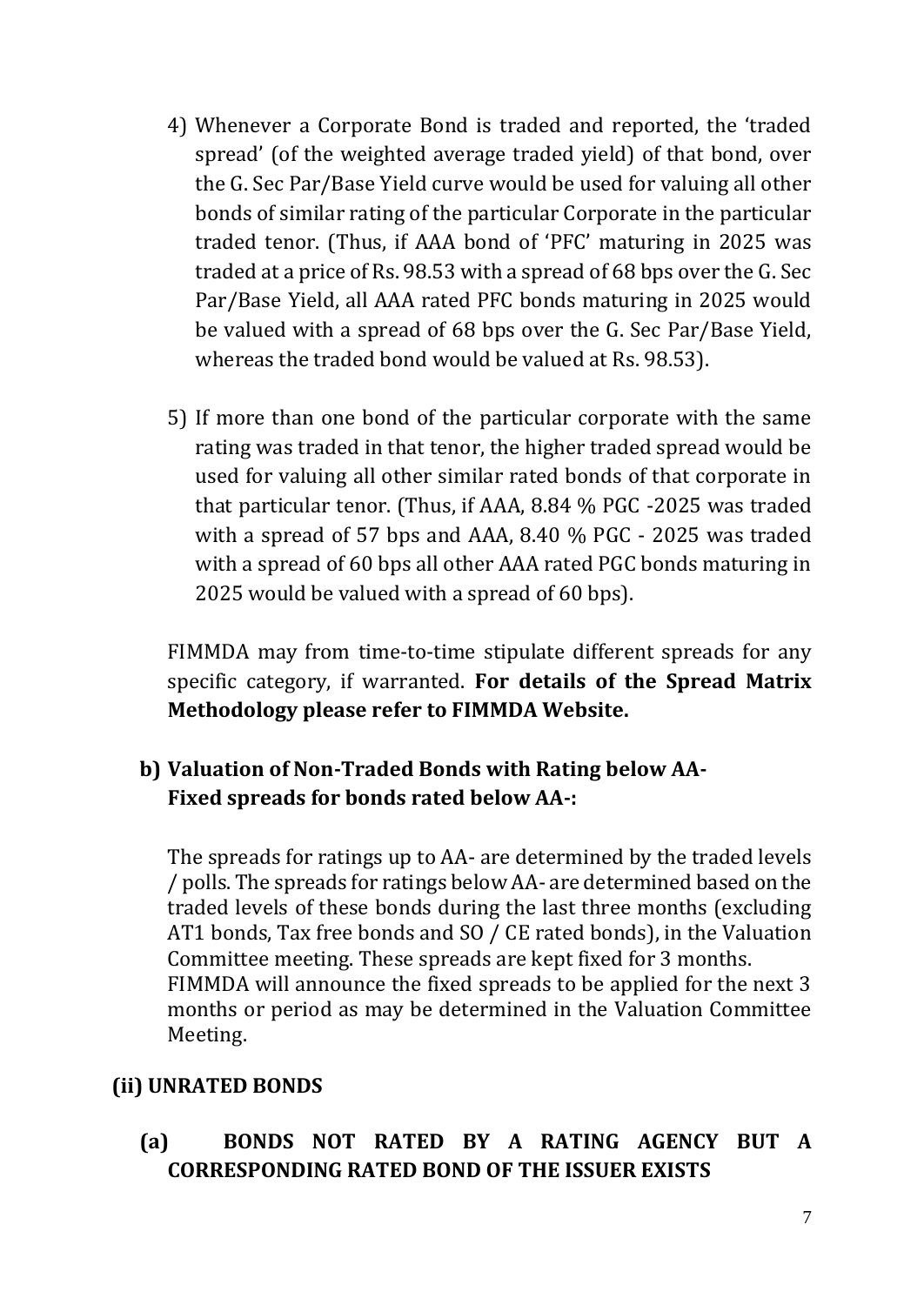4) Whenever a Corporate Bond is traded and reported, the 'traded spread' (of the weighted average traded yield) of that bond, over the G. Sec Par/Base Yield curve would be used for valuing all other bonds of similar rating of the particular Corporate in the particular traded tenor. (Thus, if AAA bond of 'PFC' maturing in 2025 was traded at a price of Rs. 98.53 with a spread of 68 bps over the G. Sec Par/Base Yield, all AAA rated PFC bonds maturing in 2025 would be valued with a spread of 68 bps over the G. Sec Par/Base Yield, whereas the traded bond would be valued at Rs. 98.53).

5) If more than one bond of the particular corporate with the same rating was traded in that tenor, the higher traded spread would be used for valuing all other similar rated bonds of that corporate in that particular tenor. (Thus, if AAA, 8.84 % PGC -2025 was traded with a spread of 57 bps and AAA, 8.40 % PGC - 2025 was traded with a spread of 60 bps all other AAA rated PGC bonds maturing in 2025 would be valued with a spread of 60 bps).

FIMMDA may from time-to-time stipulate different spreads for any specific category, if warranted. **For details of the Spread Matrix Methodology please refer to FIMMDA Website.**

### b) Valuation of Non-Traded Bonds with Rating below AA- Fixed spreads for bonds rated below AA-:

The spreads for ratings up to AA- are determined by the traded levels / polls. The spreads for ratings below AA- are determined based on the traded levels of these bonds during the last three months (excluding AT1 bonds, Tax free bonds and SO / CE rated bonds), in the Valuation Committee meeting. These spreads are kept fixed for 3 months.
FIMMDA will announce the fixed spreads to be applied for the next 3 months or period as may be determined in the Valuation Committee Meeting.

## (ii) UNRATED BONDS

### (a) BONDS NOT RATED BY A RATING AGENCY BUT A CORRESPONDING RATED BOND OF THE ISSUER EXISTS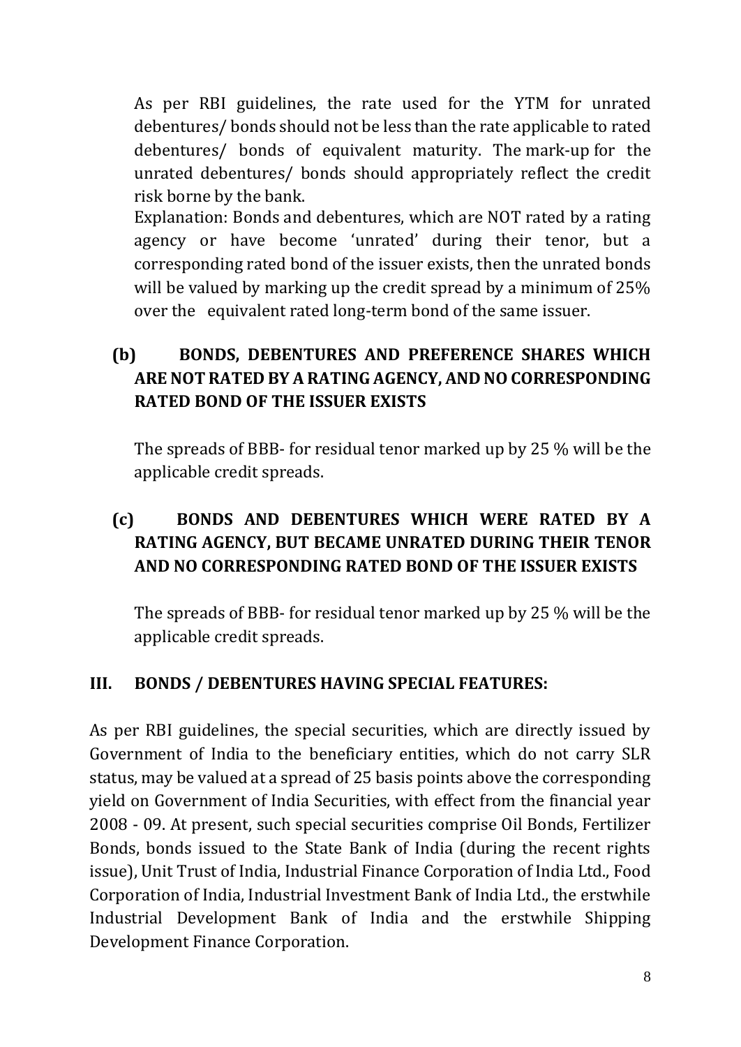As per RBI guidelines, the rate used for the YTM for unrated debentures/ bonds should not be less than the rate applicable to rated debentures/ bonds of equivalent maturity. The mark-up for the unrated debentures/ bonds should appropriately reflect the credit risk borne by the bank.

Explanation: Bonds and debentures, which are NOT rated by a rating agency or have become 'unrated' during their tenor, but a corresponding rated bond of the issuer exists, then the unrated bonds will be valued by marking up the credit spread by a minimum of 25% over the equivalent rated long-term bond of the same issuer.

### (b) BONDS, DEBENTURES AND PREFERENCE SHARES WHICH ARE NOT RATED BY A RATING AGENCY, AND NO CORRESPONDING RATED BOND OF THE ISSUER EXISTS

The spreads of BBB- for residual tenor marked up by 25 % will be the applicable credit spreads.

### (c) BONDS AND DEBENTURES WHICH WERE RATED BY A RATING AGENCY, BUT BECAME UNRATED DURING THEIR TENOR AND NO CORRESPONDING RATED BOND OF THE ISSUER EXISTS

The spreads of BBB- for residual tenor marked up by 25 % will be the applicable credit spreads.

## III. BONDS / DEBENTURES HAVING SPECIAL FEATURES:

As per RBI guidelines, the special securities, which are directly issued by Government of India to the beneficiary entities, which do not carry SLR status, may be valued at a spread of 25 basis points above the corresponding yield on Government of India Securities, with effect from the financial year 2008 - 09. At present, such special securities comprise Oil Bonds, Fertilizer Bonds, bonds issued to the State Bank of India (during the recent rights issue), Unit Trust of India, Industrial Finance Corporation of India Ltd., Food Corporation of India, Industrial Investment Bank of India Ltd., the erstwhile Industrial Development Bank of India and the erstwhile Shipping Development Finance Corporation.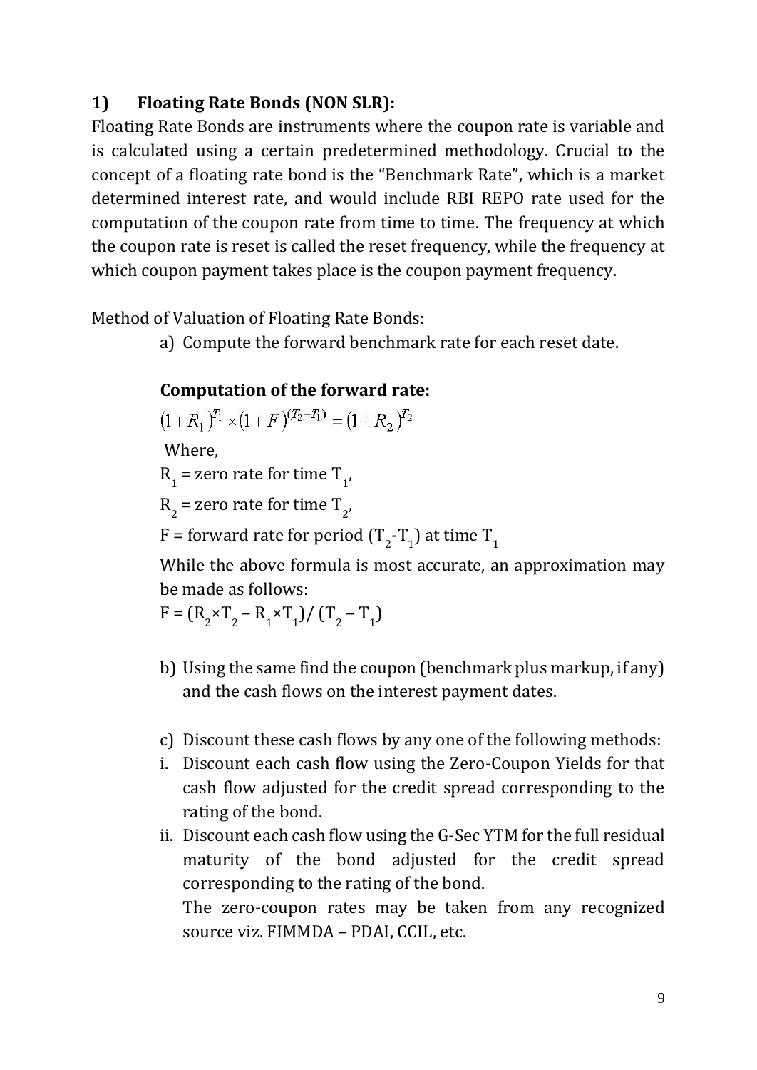## 1) Floating Rate Bonds (NON SLR):

Floating Rate Bonds are instruments where the coupon rate is variable and is calculated using a certain predetermined methodology. Crucial to the concept of a floating rate bond is the "Benchmark Rate", which is a market determined interest rate, and would include RBI REPO rate used for the computation of the coupon rate from time to time. The frequency at which the coupon rate is reset is called the reset frequency, while the frequency at which coupon payment takes place is the coupon payment frequency.

Method of Valuation of Floating Rate Bonds:

a) Compute the forward benchmark rate for each reset date.

**Computation of the forward rate:**

$$(1+R_1)^{T_1} \times (1+F)^{(T_2-T_1)} = (1+R_2)^{T_2}$$

Where,

$R_1$ = zero rate for time $T_1$,

$R_2$ = zero rate for time $T_2$,

F = forward rate for period $(T_2 - T_1)$ at time $T_1$

While the above formula is most accurate, an approximation may be made as follows:

$$F = (R_2 \times T_2 - R_1 \times T_1) / (T_2 - T_1)$$

b) Using the same find the coupon (benchmark plus markup, if any) and the cash flows on the interest payment dates.

c) Discount these cash flows by any one of the following methods:

i. Discount each cash flow using the Zero-Coupon Yields for that cash flow adjusted for the credit spread corresponding to the rating of the bond.

ii. Discount each cash flow using the G-Sec YTM for the full residual maturity of the bond adjusted for the credit spread corresponding to the rating of the bond.

The zero-coupon rates may be taken from any recognized source viz. FIMMDA – PDAI, CCIL, etc.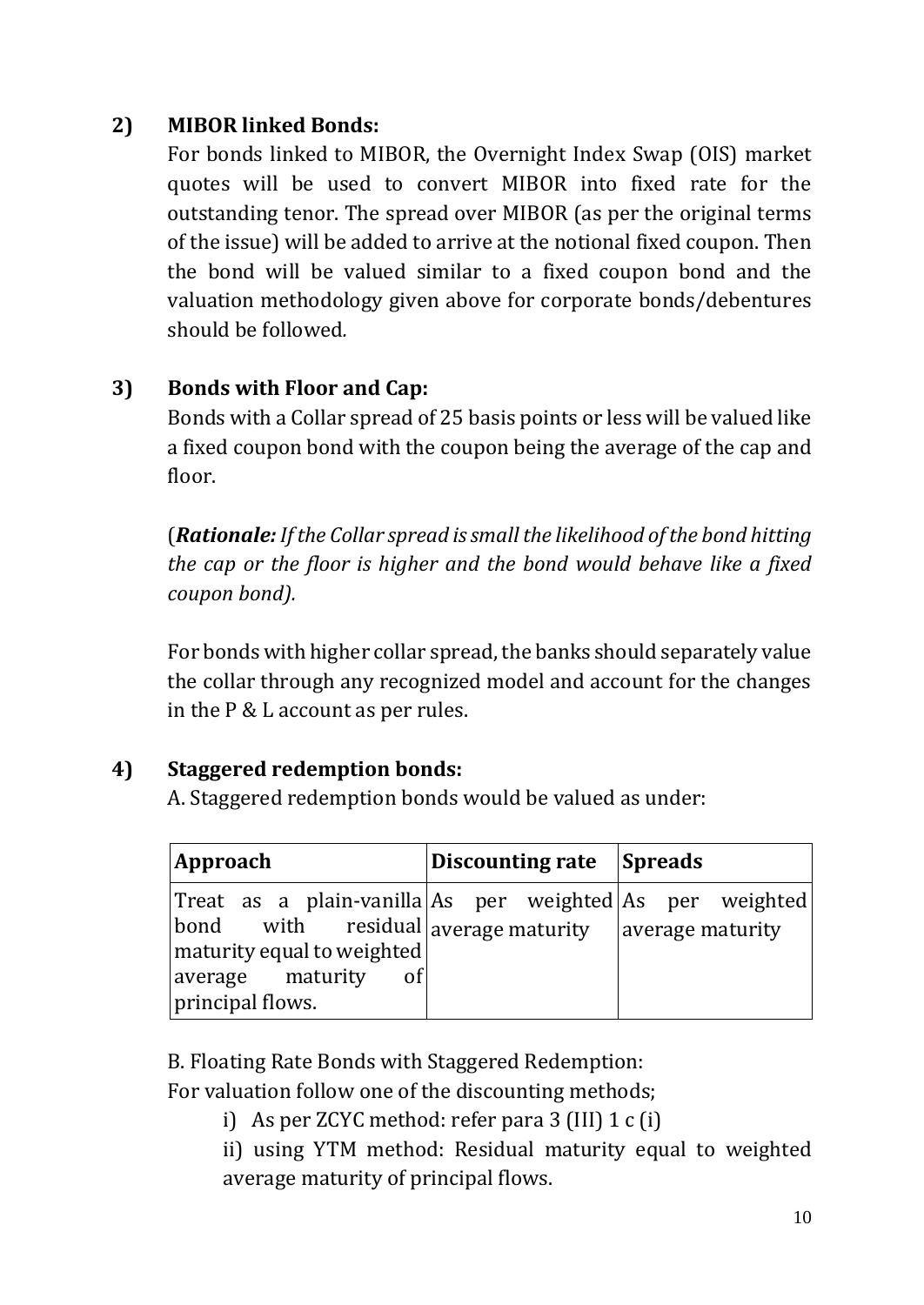**2) MIBOR linked Bonds:**

For bonds linked to MIBOR, the Overnight Index Swap (OIS) market quotes will be used to convert MIBOR into fixed rate for the outstanding tenor. The spread over MIBOR (as per the original terms of the issue) will be added to arrive at the notional fixed coupon. Then the bond will be valued similar to a fixed coupon bond and the valuation methodology given above for corporate bonds/debentures should be followed.

**3) Bonds with Floor and Cap:**

Bonds with a Collar spread of 25 basis points or less will be valued like a fixed coupon bond with the coupon being the average of the cap and floor.

(***Rationale:*** *If the Collar spread is small the likelihood of the bond hitting the cap or the floor is higher and the bond would behave like a fixed coupon bond).*

For bonds with higher collar spread, the banks should separately value the collar through any recognized model and account for the changes in the P & L account as per rules.

**4) Staggered redemption bonds:**

A. Staggered redemption bonds would be valued as under:

| **Approach** | **Discounting rate** | **Spreads** |
|---|---|---|
| Treat as a plain-vanilla bond with residual maturity equal to weighted average maturity of principal flows. | As per weighted average maturity | As per weighted average maturity |

B. Floating Rate Bonds with Staggered Redemption:

For valuation follow one of the discounting methods;

i) As per ZCYC method: refer para 3 (III) 1 c (i)

ii) using YTM method: Residual maturity equal to weighted average maturity of principal flows.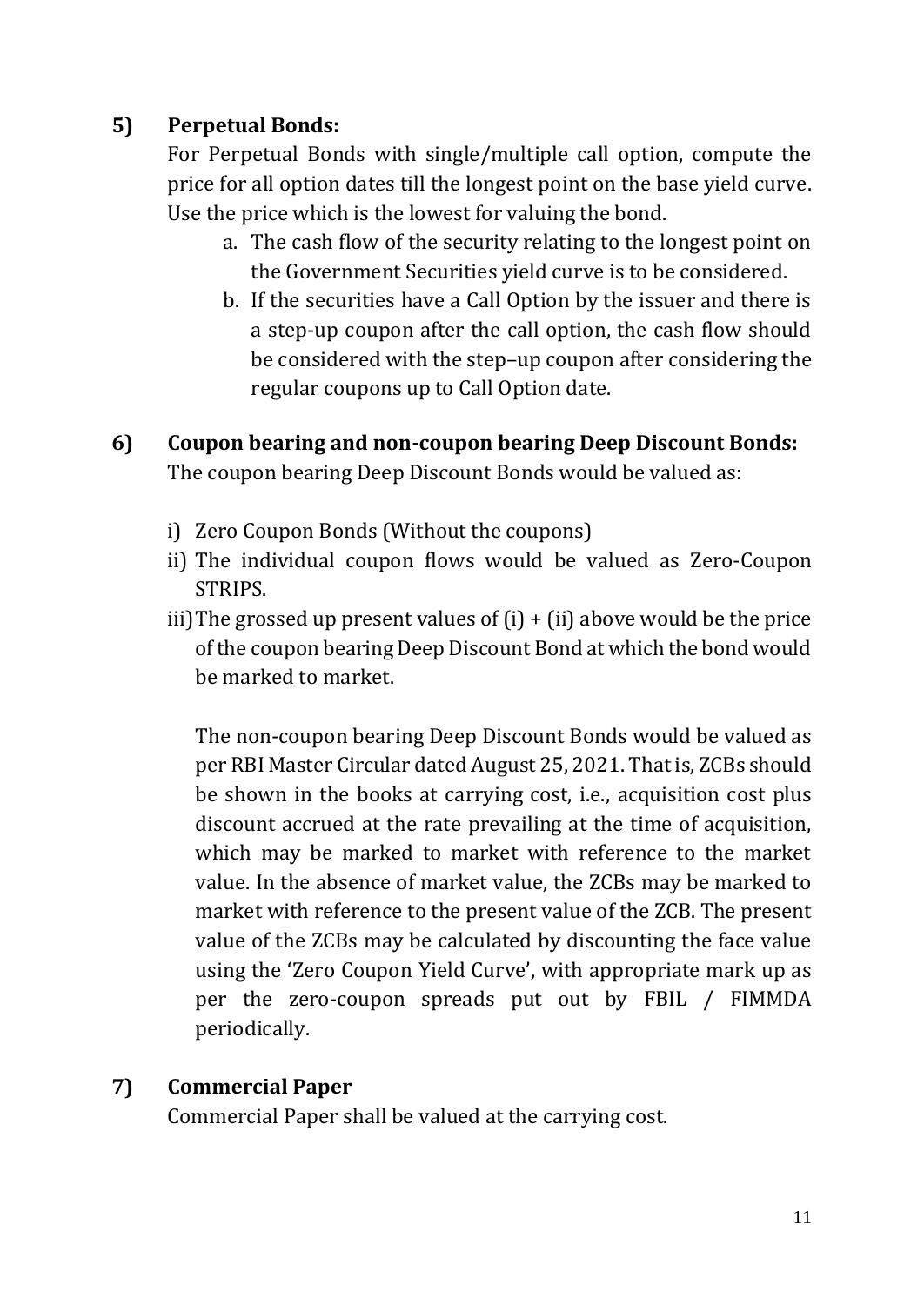**5) Perpetual Bonds:**

For Perpetual Bonds with single/multiple call option, compute the price for all option dates till the longest point on the base yield curve. Use the price which is the lowest for valuing the bond.

a. The cash flow of the security relating to the longest point on the Government Securities yield curve is to be considered.
b. If the securities have a Call Option by the issuer and there is a step-up coupon after the call option, the cash flow should be considered with the step–up coupon after considering the regular coupons up to Call Option date.

**6) Coupon bearing and non-coupon bearing Deep Discount Bonds:**

The coupon bearing Deep Discount Bonds would be valued as:

i) Zero Coupon Bonds (Without the coupons)
ii) The individual coupon flows would be valued as Zero-Coupon STRIPS.
iii) The grossed up present values of (i) + (ii) above would be the price of the coupon bearing Deep Discount Bond at which the bond would be marked to market.

The non-coupon bearing Deep Discount Bonds would be valued as per RBI Master Circular dated August 25, 2021. That is, ZCBs should be shown in the books at carrying cost, i.e., acquisition cost plus discount accrued at the rate prevailing at the time of acquisition, which may be marked to market with reference to the market value. In the absence of market value, the ZCBs may be marked to market with reference to the present value of the ZCB. The present value of the ZCBs may be calculated by discounting the face value using the 'Zero Coupon Yield Curve', with appropriate mark up as per the zero-coupon spreads put out by FBIL / FIMMDA periodically.

**7) Commercial Paper**

Commercial Paper shall be valued at the carrying cost.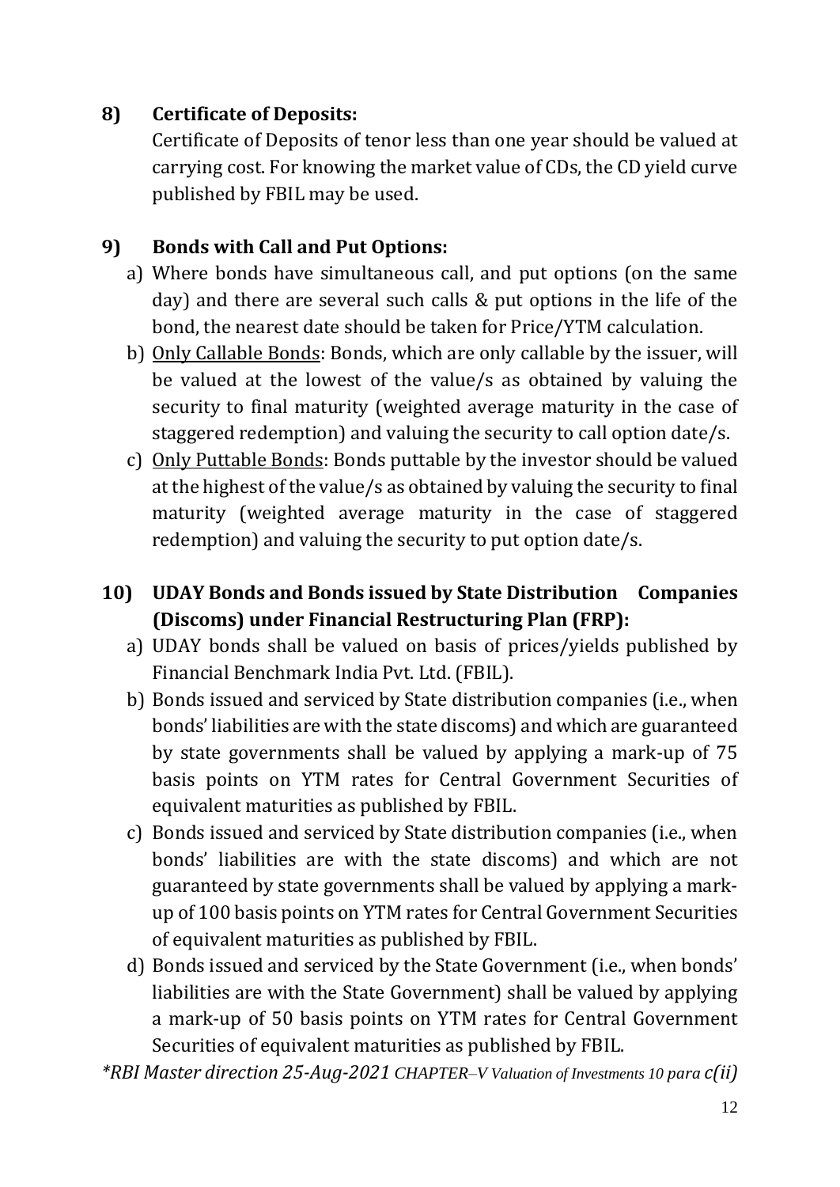**8) Certificate of Deposits:**

Certificate of Deposits of tenor less than one year should be valued at carrying cost. For knowing the market value of CDs, the CD yield curve published by FBIL may be used.

**9) Bonds with Call and Put Options:**

a) Where bonds have simultaneous call, and put options (on the same day) and there are several such calls & put options in the life of the bond, the nearest date should be taken for Price/YTM calculation.

b) <u>Only Callable Bonds</u>: Bonds, which are only callable by the issuer, will be valued at the lowest of the value/s as obtained by valuing the security to final maturity (weighted average maturity in the case of staggered redemption) and valuing the security to call option date/s.

c) <u>Only Puttable Bonds</u>: Bonds puttable by the investor should be valued at the highest of the value/s as obtained by valuing the security to final maturity (weighted average maturity in the case of staggered redemption) and valuing the security to put option date/s.

**10) UDAY Bonds and Bonds issued by State Distribution Companies (Discoms) under Financial Restructuring Plan (FRP):**

a) UDAY bonds shall be valued on basis of prices/yields published by Financial Benchmark India Pvt. Ltd. (FBIL).

b) Bonds issued and serviced by State distribution companies (i.e., when bonds' liabilities are with the state discoms) and which are guaranteed by state governments shall be valued by applying a mark-up of 75 basis points on YTM rates for Central Government Securities of equivalent maturities as published by FBIL.

c) Bonds issued and serviced by State distribution companies (i.e., when bonds' liabilities are with the state discoms) and which are not guaranteed by state governments shall be valued by applying a mark-up of 100 basis points on YTM rates for Central Government Securities of equivalent maturities as published by FBIL.

d) Bonds issued and serviced by the State Government (i.e., when bonds' liabilities are with the State Government) shall be valued by applying a mark-up of 50 basis points on YTM rates for Central Government Securities of equivalent maturities as published by FBIL.

*\*RBI Master direction 25-Aug-2021 CHAPTER–V Valuation of Investments 10 para c(ii)*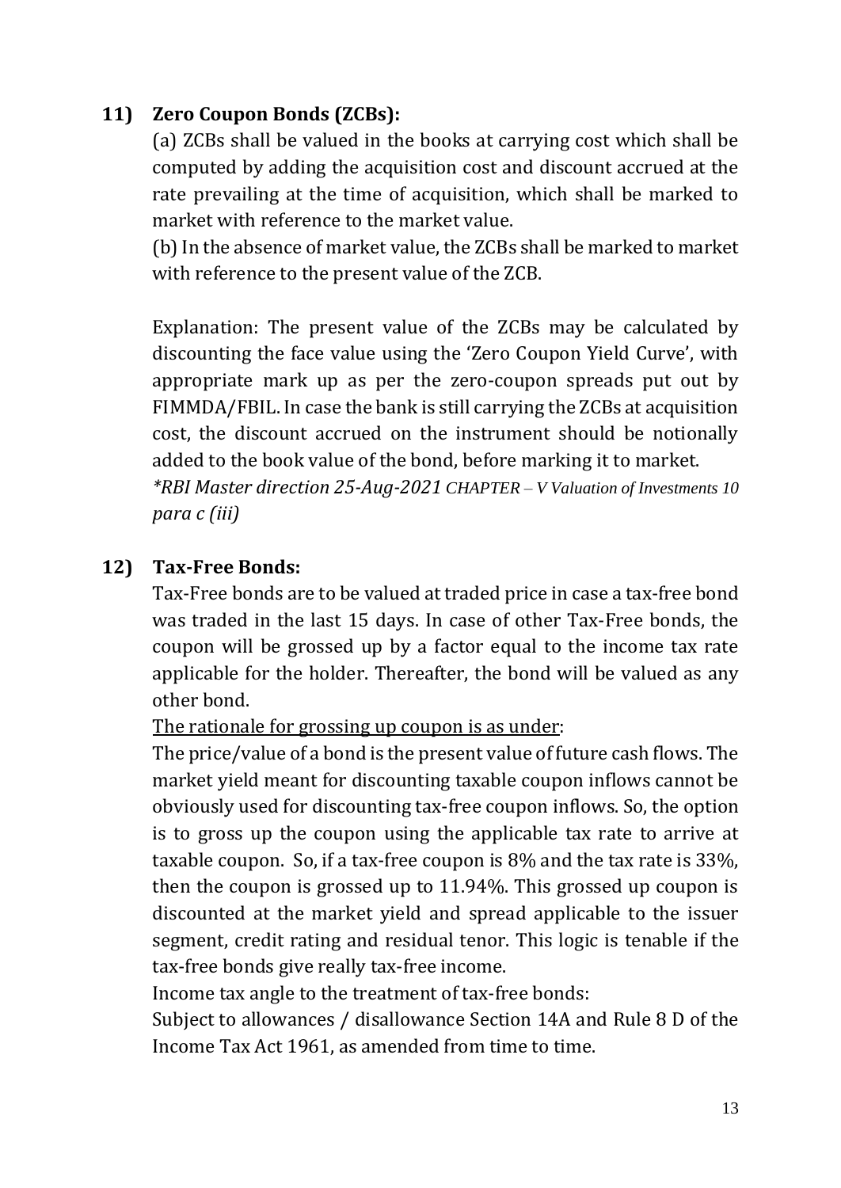**11) Zero Coupon Bonds (ZCBs):**

(a) ZCBs shall be valued in the books at carrying cost which shall be computed by adding the acquisition cost and discount accrued at the rate prevailing at the time of acquisition, which shall be marked to market with reference to the market value.

(b) In the absence of market value, the ZCBs shall be marked to market with reference to the present value of the ZCB.

Explanation: The present value of the ZCBs may be calculated by discounting the face value using the 'Zero Coupon Yield Curve', with appropriate mark up as per the zero-coupon spreads put out by FIMMDA/FBIL. In case the bank is still carrying the ZCBs at acquisition cost, the discount accrued on the instrument should be notionally added to the book value of the bond, before marking it to market.

*\*RBI Master direction 25-Aug-2021 CHAPTER – V Valuation of Investments 10 para c (iii)*

**12) Tax-Free Bonds:**

Tax-Free bonds are to be valued at traded price in case a tax-free bond was traded in the last 15 days. In case of other Tax-Free bonds, the coupon will be grossed up by a factor equal to the income tax rate applicable for the holder. Thereafter, the bond will be valued as any other bond.

<u>The rationale for grossing up coupon is as under</u>:

The price/value of a bond is the present value of future cash flows. The market yield meant for discounting taxable coupon inflows cannot be obviously used for discounting tax-free coupon inflows. So, the option is to gross up the coupon using the applicable tax rate to arrive at taxable coupon. So, if a tax-free coupon is 8% and the tax rate is 33%, then the coupon is grossed up to 11.94%. This grossed up coupon is discounted at the market yield and spread applicable to the issuer segment, credit rating and residual tenor. This logic is tenable if the tax-free bonds give really tax-free income.

Income tax angle to the treatment of tax-free bonds:

Subject to allowances / disallowance Section 14A and Rule 8 D of the Income Tax Act 1961, as amended from time to time.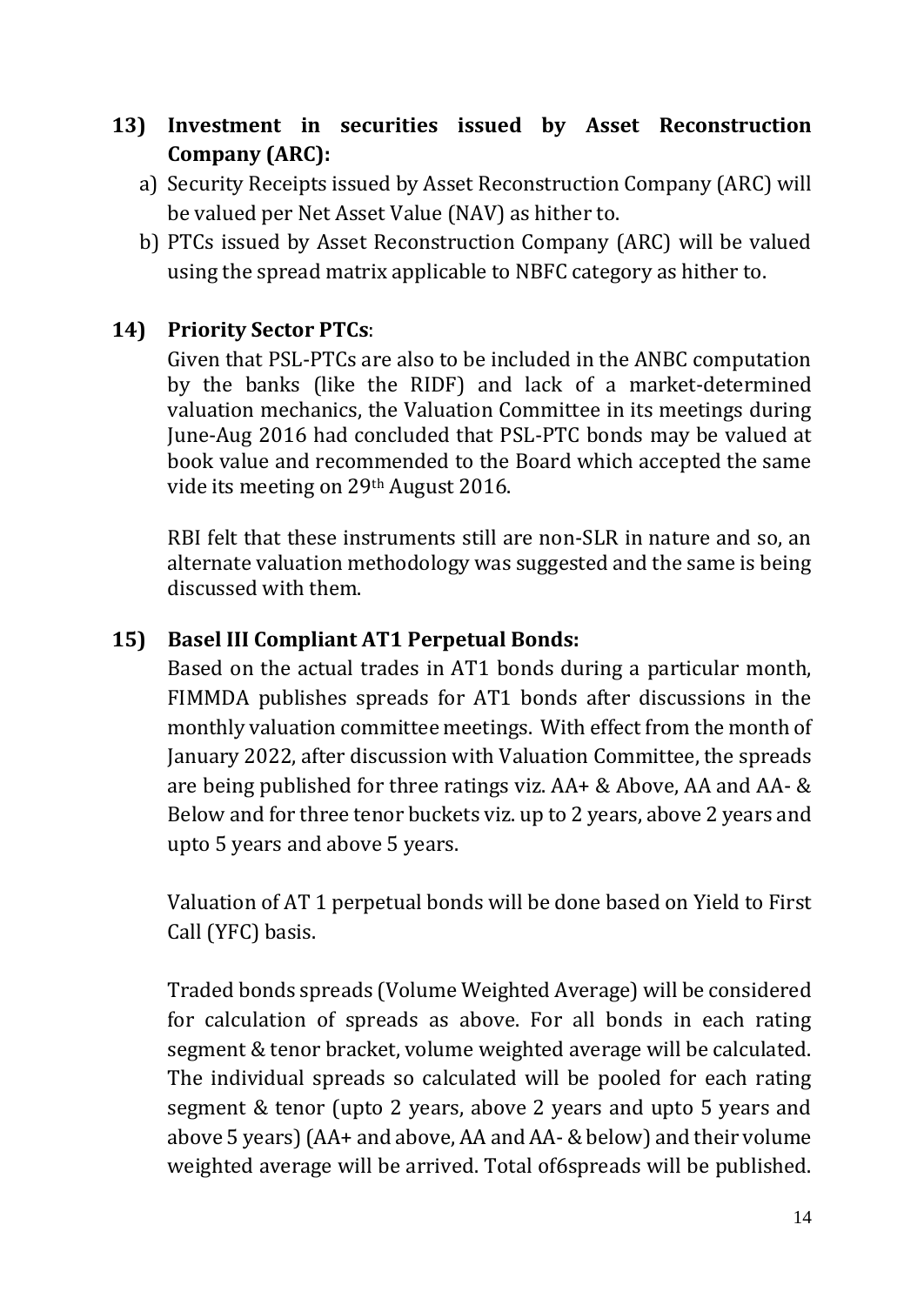**13) Investment in securities issued by Asset Reconstruction Company (ARC):**

a) Security Receipts issued by Asset Reconstruction Company (ARC) will be valued per Net Asset Value (NAV) as hither to.

b) PTCs issued by Asset Reconstruction Company (ARC) will be valued using the spread matrix applicable to NBFC category as hither to.

**14) Priority Sector PTCs**:

Given that PSL-PTCs are also to be included in the ANBC computation by the banks (like the RIDF) and lack of a market-determined valuation mechanics, the Valuation Committee in its meetings during June-Aug 2016 had concluded that PSL-PTC bonds may be valued at book value and recommended to the Board which accepted the same vide its meeting on 29th August 2016.

RBI felt that these instruments still are non-SLR in nature and so, an alternate valuation methodology was suggested and the same is being discussed with them.

**15) Basel III Compliant AT1 Perpetual Bonds:**

Based on the actual trades in AT1 bonds during a particular month, FIMMDA publishes spreads for AT1 bonds after discussions in the monthly valuation committee meetings. With effect from the month of January 2022, after discussion with Valuation Committee, the spreads are being published for three ratings viz. AA+ & Above, AA and AA- & Below and for three tenor buckets viz. up to 2 years, above 2 years and upto 5 years and above 5 years.

Valuation of AT 1 perpetual bonds will be done based on Yield to First Call (YFC) basis.

Traded bonds spreads (Volume Weighted Average) will be considered for calculation of spreads as above. For all bonds in each rating segment & tenor bracket, volume weighted average will be calculated. The individual spreads so calculated will be pooled for each rating segment & tenor (upto 2 years, above 2 years and upto 5 years and above 5 years) (AA+ and above, AA and AA- & below) and their volume weighted average will be arrived. Total of6spreads will be published.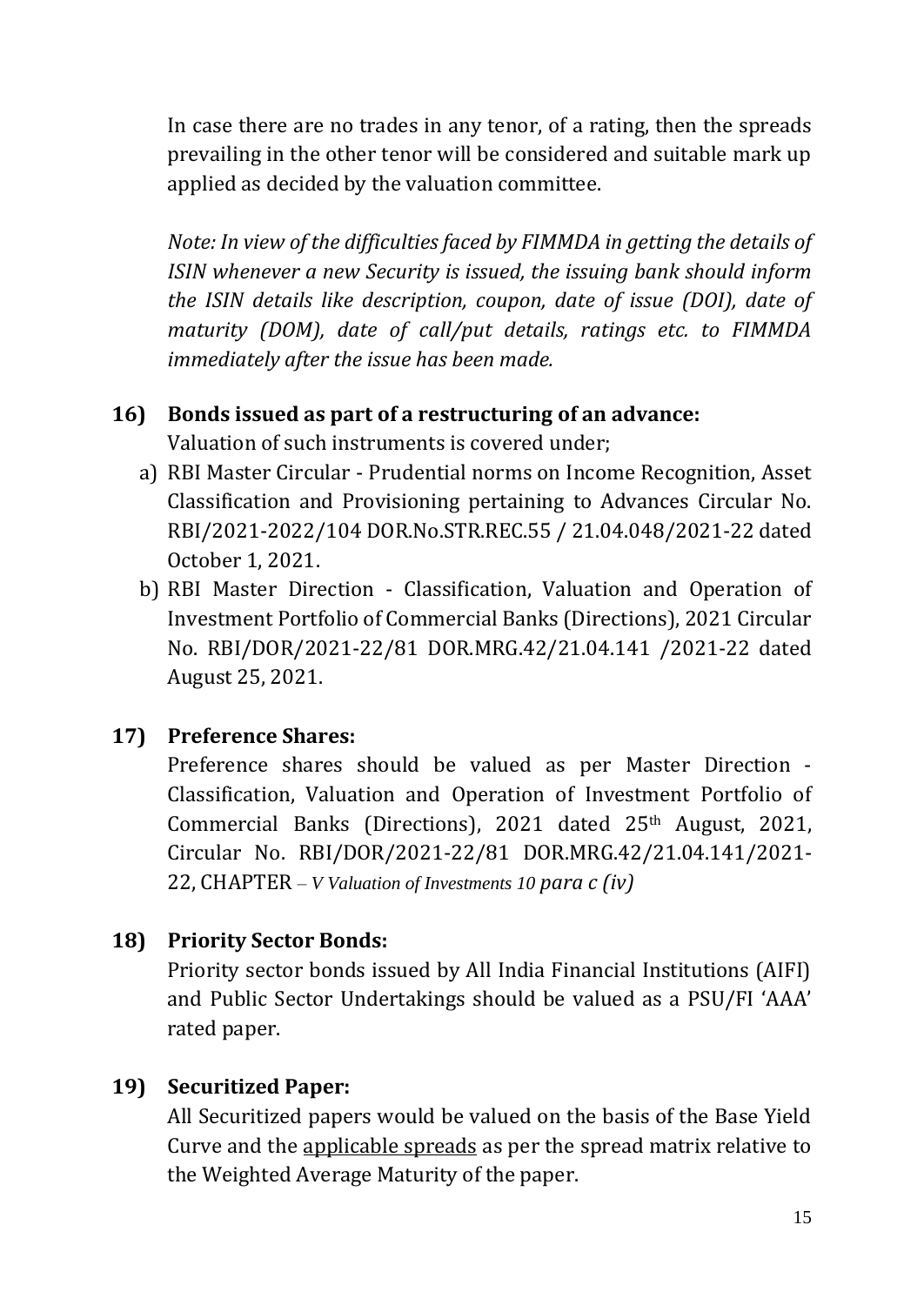In case there are no trades in any tenor, of a rating, then the spreads prevailing in the other tenor will be considered and suitable mark up applied as decided by the valuation committee.

*Note: In view of the difficulties faced by FIMMDA in getting the details of ISIN whenever a new Security is issued, the issuing bank should inform the ISIN details like description, coupon, date of issue (DOI), date of maturity (DOM), date of call/put details, ratings etc. to FIMMDA immediately after the issue has been made.*

**16) Bonds issued as part of a restructuring of an advance:**

Valuation of such instruments is covered under;

a) RBI Master Circular - Prudential norms on Income Recognition, Asset Classification and Provisioning pertaining to Advances Circular No. RBI/2021-2022/104 DOR.No.STR.REC.55 / 21.04.048/2021-22 dated October 1, 2021.

b) RBI Master Direction - Classification, Valuation and Operation of Investment Portfolio of Commercial Banks (Directions), 2021 Circular No. RBI/DOR/2021-22/81 DOR.MRG.42/21.04.141 /2021-22 dated August 25, 2021.

**17) Preference Shares:**

Preference shares should be valued as per Master Direction - Classification, Valuation and Operation of Investment Portfolio of Commercial Banks (Directions), 2021 dated 25th August, 2021, Circular No. RBI/DOR/2021-22/81 DOR.MRG.42/21.04.141/2021-22, CHAPTER *– V Valuation of Investments 10 para c (iv)*

**18) Priority Sector Bonds:**

Priority sector bonds issued by All India Financial Institutions (AIFI) and Public Sector Undertakings should be valued as a PSU/FI 'AAA' rated paper.

**19) Securitized Paper:**

All Securitized papers would be valued on the basis of the Base Yield Curve and the applicable spreads as per the spread matrix relative to the Weighted Average Maturity of the paper.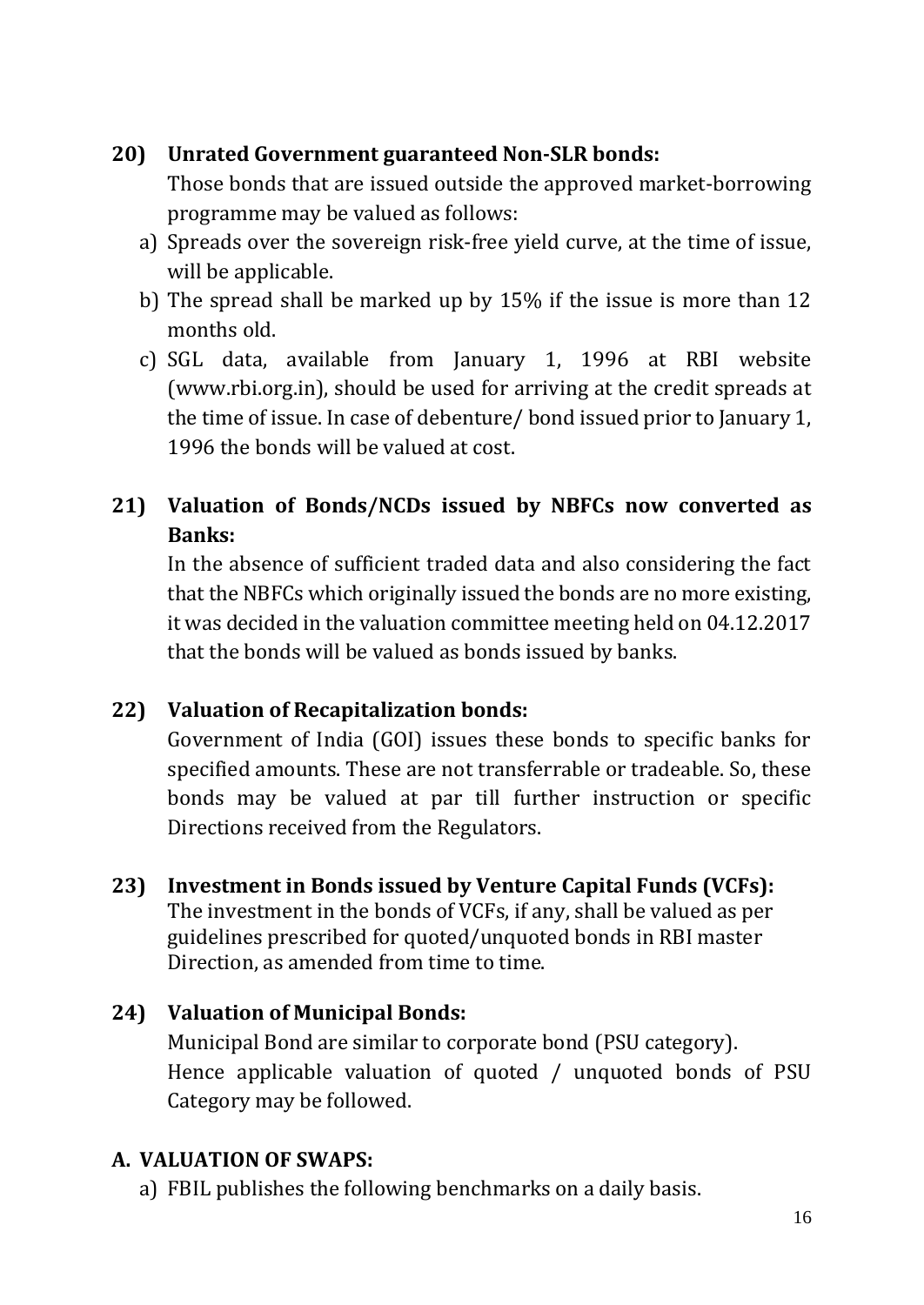**20) Unrated Government guaranteed Non-SLR bonds:**

Those bonds that are issued outside the approved market-borrowing programme may be valued as follows:

a) Spreads over the sovereign risk-free yield curve, at the time of issue, will be applicable.
b) The spread shall be marked up by 15% if the issue is more than 12 months old.
c) SGL data, available from January 1, 1996 at RBI website (www.rbi.org.in), should be used for arriving at the credit spreads at the time of issue. In case of debenture/ bond issued prior to January 1, 1996 the bonds will be valued at cost.

**21) Valuation of Bonds/NCDs issued by NBFCs now converted as Banks:**

In the absence of sufficient traded data and also considering the fact that the NBFCs which originally issued the bonds are no more existing, it was decided in the valuation committee meeting held on 04.12.2017 that the bonds will be valued as bonds issued by banks.

**22) Valuation of Recapitalization bonds:**

Government of India (GOI) issues these bonds to specific banks for specified amounts. These are not transferrable or tradeable. So, these bonds may be valued at par till further instruction or specific Directions received from the Regulators.

**23) Investment in Bonds issued by Venture Capital Funds (VCFs):**

The investment in the bonds of VCFs, if any, shall be valued as per guidelines prescribed for quoted/unquoted bonds in RBI master Direction, as amended from time to time.

**24) Valuation of Municipal Bonds:**

Municipal Bond are similar to corporate bond (PSU category).
Hence applicable valuation of quoted / unquoted bonds of PSU Category may be followed.

## A. VALUATION OF SWAPS:

a) FBIL publishes the following benchmarks on a daily basis.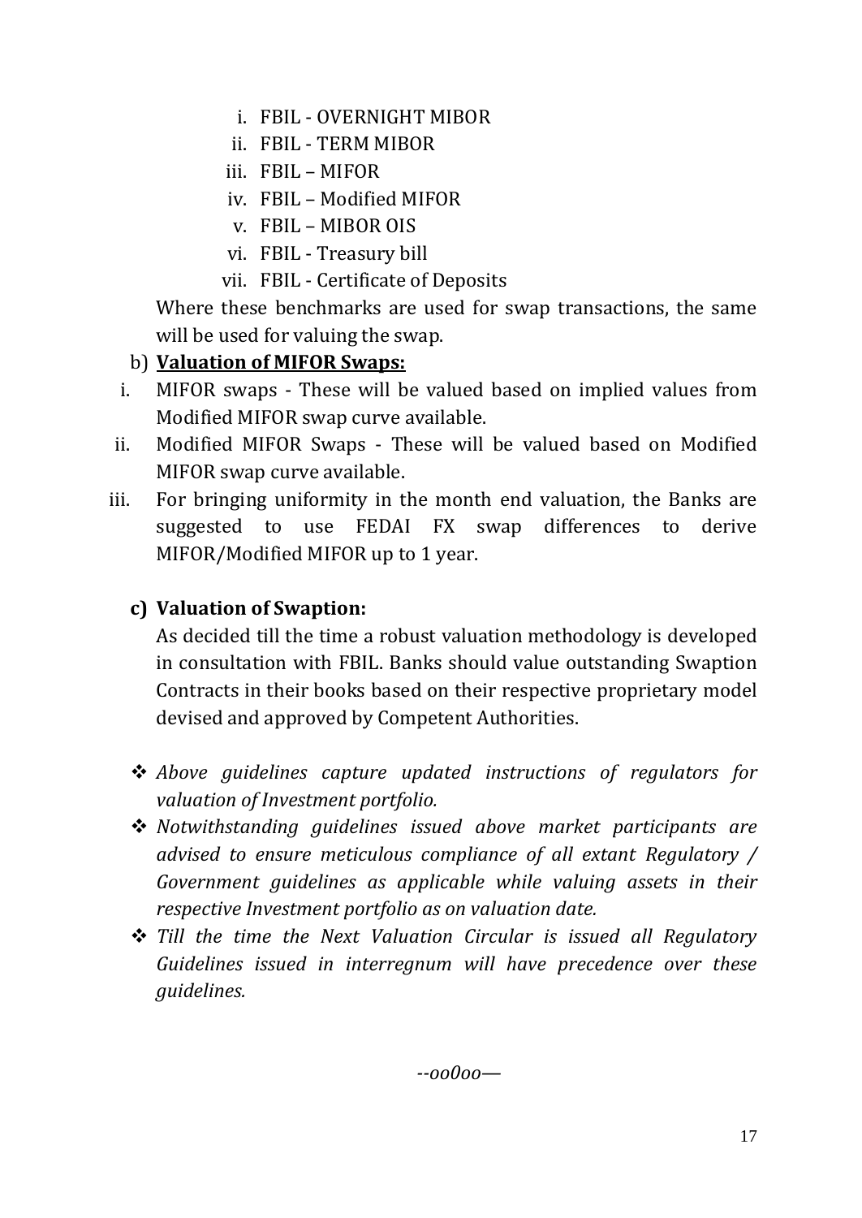i. FBIL - OVERNIGHT MIBOR
ii. FBIL - TERM MIBOR
iii. FBIL – MIFOR
iv. FBIL – Modified MIFOR
v. FBIL – MIBOR OIS
vi. FBIL - Treasury bill
vii. FBIL - Certificate of Deposits

Where these benchmarks are used for swap transactions, the same will be used for valuing the swap.

b) **Valuation of MIFOR Swaps:**

i. MIFOR swaps - These will be valued based on implied values from Modified MIFOR swap curve available.

ii. Modified MIFOR Swaps - These will be valued based on Modified MIFOR swap curve available.

iii. For bringing uniformity in the month end valuation, the Banks are suggested to use FEDAI FX swap differences to derive MIFOR/Modified MIFOR up to 1 year.

**c) Valuation of Swaption:**

As decided till the time a robust valuation methodology is developed in consultation with FBIL. Banks should value outstanding Swaption Contracts in their books based on their respective proprietary model devised and approved by Competent Authorities.

- *Above guidelines capture updated instructions of regulators for valuation of Investment portfolio.*
- *Notwithstanding guidelines issued above market participants are advised to ensure meticulous compliance of all extant Regulatory / Government guidelines as applicable while valuing assets in their respective Investment portfolio as on valuation date.*
- *Till the time the Next Valuation Circular is issued all Regulatory Guidelines issued in interregnum will have precedence over these guidelines.*

*--oo0oo—*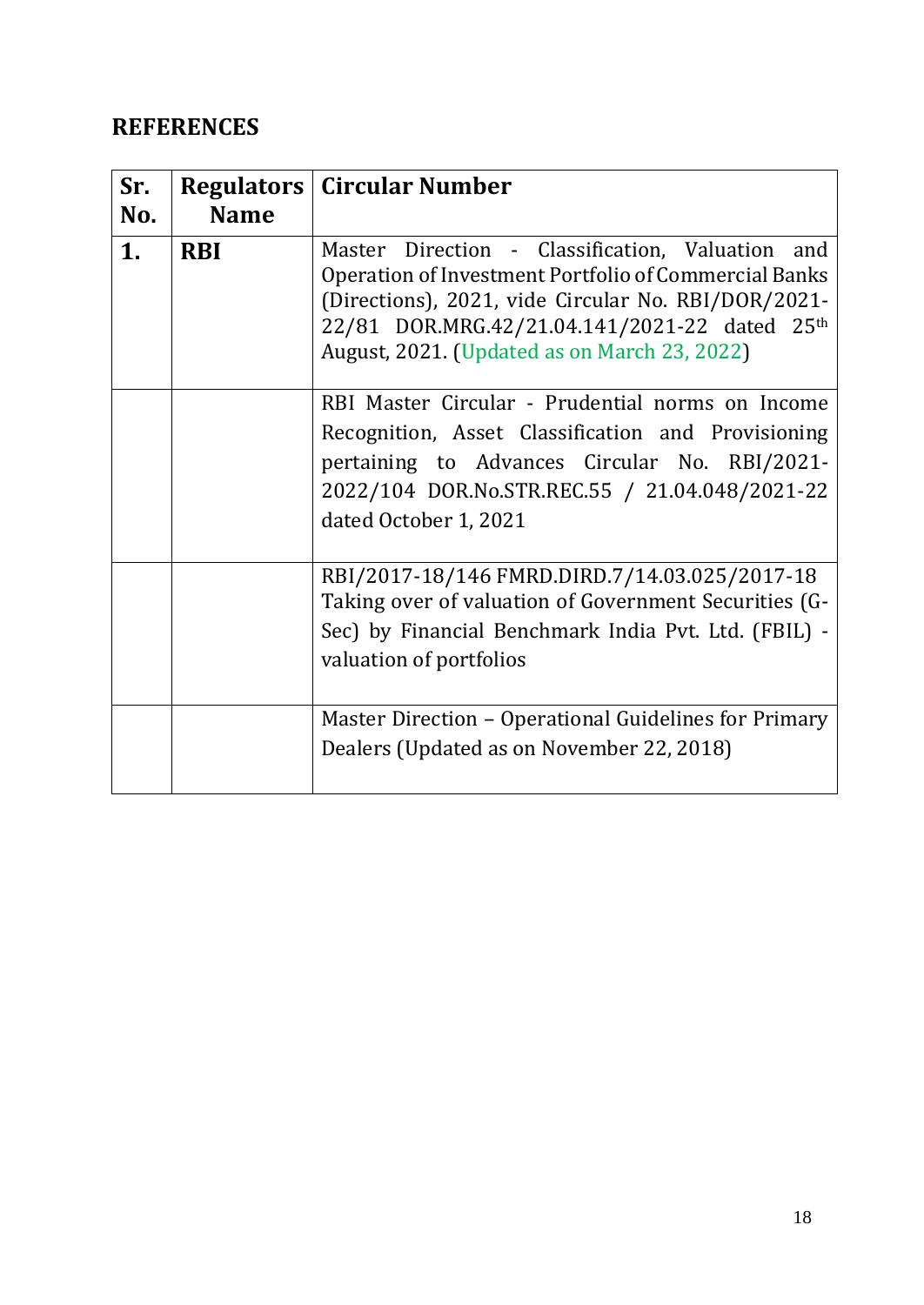## REFERENCES

| Sr. No. | Regulators Name | Circular Number |
|---|---|---|
| **1.** | **RBI** | Master Direction - Classification, Valuation and Operation of Investment Portfolio of Commercial Banks (Directions), 2021, vide Circular No. RBI/DOR/2021-22/81 DOR.MRG.42/21.04.141/2021-22 dated 25th August, 2021. (Updated as on March 23, 2022) |
| | | RBI Master Circular - Prudential norms on Income Recognition, Asset Classification and Provisioning pertaining to Advances Circular No. RBI/2021-2022/104 DOR.No.STR.REC.55 / 21.04.048/2021-22 dated October 1, 2021 |
| | | RBI/2017-18/146 FMRD.DIRD.7/14.03.025/2017-18 Taking over of valuation of Government Securities (G-Sec) by Financial Benchmark India Pvt. Ltd. (FBIL) - valuation of portfolios |
| | | Master Direction – Operational Guidelines for Primary Dealers (Updated as on November 22, 2018) |